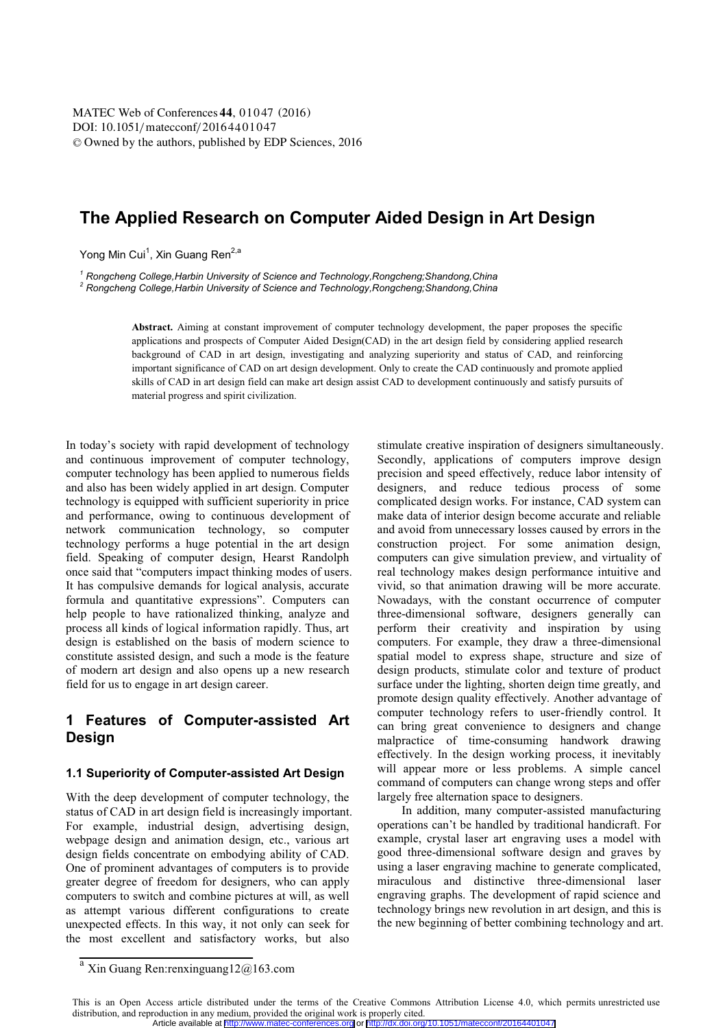# The Applied Research on Computer Aided Design in Art Design

Yong Min Cui[1], Xin Guang Ren[2,a]

[1] Rongcheng College,Harbin University of Science and Technology,Rongcheng;Shandong,China
[2] Rongcheng College,Harbin University of Science and Technology,Rongcheng;Shandong,China

**Abstract.** Aiming at constant improvement of computer technology development, the paper proposes the specific applications and prospects of Computer Aided Design(CAD) in the art design field by considering applied research background of CAD in art design, investigating and analyzing superiority and status of CAD, and reinforcing important significance of CAD on art design development. Only to create the CAD continuously and promote applied skills of CAD in art design field can make art design assist CAD to development continuously and satisfy pursuits of material progress and spirit civilization.

In today's society with rapid development of technology and continuous improvement of computer technology, computer technology has been applied to numerous fields and also has been widely applied in art design. Computer technology is equipped with sufficient superiority in price and performance, owing to continuous development of network communication technology, so computer technology performs a huge potential in the art design field. Speaking of computer design, Hearst Randolph once said that "computers impact thinking modes of users. It has compulsive demands for logical analysis, accurate formula and quantitative expressions". Computers can help people to have rationalized thinking, analyze and process all kinds of logical information rapidly. Thus, art design is established on the basis of modern science to constitute assisted design, and such a mode is the feature of modern art design and also opens up a new research field for us to engage in art design career.

## 1 Features of Computer-assisted Art Design

### 1.1 Superiority of Computer-assisted Art Design

With the deep development of computer technology, the status of CAD in art design field is increasingly important. For example, industrial design, advertising design, webpage design and animation design, etc., various art design fields concentrate on embodying ability of CAD. One of prominent advantages of computers is to provide greater degree of freedom for designers, who can apply computers to switch and combine pictures at will, as well as attempt various different configurations to create unexpected effects. In this way, it not only can seek for the most excellent and satisfactory works, but also stimulate creative inspiration of designers simultaneously. Secondly, applications of computers improve design precision and speed effectively, reduce labor intensity of designers, and reduce tedious process of some complicated design works. For instance, CAD system can make data of interior design become accurate and reliable and avoid from unnecessary losses caused by errors in the construction project. For some animation design, computers can give simulation preview, and virtuality of real technology makes design performance intuitive and vivid, so that animation drawing will be more accurate. Nowadays, with the constant occurrence of computer three-dimensional software, designers generally can perform their creativity and inspiration by using computers. For example, they draw a three-dimensional spatial model to express shape, structure and size of design products, stimulate color and texture of product surface under the lighting, shorten deign time greatly, and promote design quality effectively. Another advantage of computer technology refers to user-friendly control. It can bring great convenience to designers and change malpractice of time-consuming handwork drawing effectively. In the design working process, it inevitably will appear more or less problems. A simple cancel command of computers can change wrong steps and offer largely free alternation space to designers.

In addition, many computer-assisted manufacturing operations can't be handled by traditional handicraft. For example, crystal laser art engraving uses a model with good three-dimensional software design and graves by using a laser engraving machine to generate complicated, miraculous and distinctive three-dimensional laser engraving graphs. The development of rapid science and technology brings new revolution in art design, and this is the new beginning of better combining technology and art.

[a] Xin Guang Ren:renxinguang12@163.com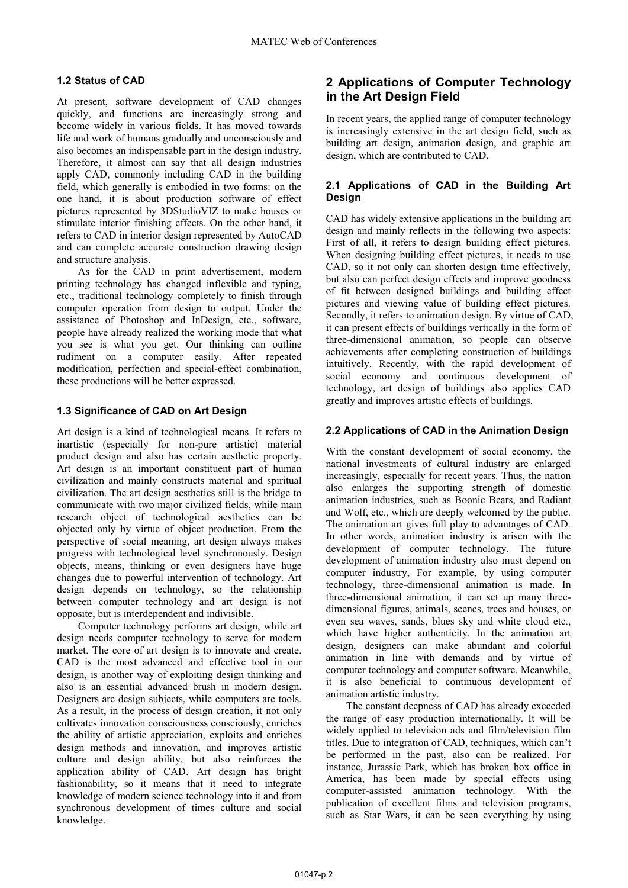### 1.2 Status of CAD

At present, software development of CAD changes quickly, and functions are increasingly strong and become widely in various fields. It has moved towards life and work of humans gradually and unconsciously and also becomes an indispensable part in the design industry. Therefore, it almost can say that all design industries apply CAD, commonly including CAD in the building field, which generally is embodied in two forms: on the one hand, it is about production software of effect pictures represented by 3DStudioVIZ to make houses or stimulate interior finishing effects. On the other hand, it refers to CAD in interior design represented by AutoCAD and can complete accurate construction drawing design and structure analysis.

As for the CAD in print advertisement, modern printing technology has changed inflexible and typing, etc., traditional technology completely to finish through computer operation from design to output. Under the assistance of Photoshop and InDesign, etc., software, people have already realized the working mode that what you see is what you get. Our thinking can outline rudiment on a computer easily. After repeated modification, perfection and special-effect combination, these productions will be better expressed.

### 1.3 Significance of CAD on Art Design

Art design is a kind of technological means. It refers to inartistic (especially for non-pure artistic) material product design and also has certain aesthetic property. Art design is an important constituent part of human civilization and mainly constructs material and spiritual civilization. The art design aesthetics still is the bridge to communicate with two major civilized fields, while main research object of technological aesthetics can be objected only by virtue of object production. From the perspective of social meaning, art design always makes progress with technological level synchronously. Design objects, means, thinking or even designers have huge changes due to powerful intervention of technology. Art design depends on technology, so the relationship between computer technology and art design is not opposite, but is interdependent and indivisible.

Computer technology performs art design, while art design needs computer technology to serve for modern market. The core of art design is to innovate and create. CAD is the most advanced and effective tool in our design, is another way of exploiting design thinking and also is an essential advanced brush in modern design. Designers are design subjects, while computers are tools. As a result, in the process of design creation, it not only cultivates innovation consciousness consciously, enriches the ability of artistic appreciation, exploits and enriches design methods and innovation, and improves artistic culture and design ability, but also reinforces the application ability of CAD. Art design has bright fashionability, so it means that it need to integrate knowledge of modern science technology into it and from synchronous development of times culture and social knowledge.

## 2 Applications of Computer Technology in the Art Design Field

In recent years, the applied range of computer technology is increasingly extensive in the art design field, such as building art design, animation design, and graphic art design, which are contributed to CAD.

### 2.1 Applications of CAD in the Building Art Design

CAD has widely extensive applications in the building art design and mainly reflects in the following two aspects: First of all, it refers to design building effect pictures. When designing building effect pictures, it needs to use CAD, so it not only can shorten design time effectively, but also can perfect design effects and improve goodness of fit between designed buildings and building effect pictures and viewing value of building effect pictures. Secondly, it refers to animation design. By virtue of CAD, it can present effects of buildings vertically in the form of three-dimensional animation, so people can observe achievements after completing construction of buildings intuitively. Recently, with the rapid development of social economy and continuous development of technology, art design of buildings also applies CAD greatly and improves artistic effects of buildings.

### 2.2 Applications of CAD in the Animation Design

With the constant development of social economy, the national investments of cultural industry are enlarged increasingly, especially for recent years. Thus, the nation also enlarges the supporting strength of domestic animation industries, such as Boonic Bears, and Radiant and Wolf, etc., which are deeply welcomed by the public. The animation art gives full play to advantages of CAD. In other words, animation industry is arisen with the development of computer technology. The future development of animation industry also must depend on computer industry, For example, by using computer technology, three-dimensional animation is made. In three-dimensional animation, it can set up many three-dimensional figures, animals, scenes, trees and houses, or even sea waves, sands, blues sky and white cloud etc., which have higher authenticity. In the animation art design, designers can make abundant and colorful animation in line with demands and by virtue of computer technology and computer software. Meanwhile, it is also beneficial to continuous development of animation artistic industry.

The constant deepness of CAD has already exceeded the range of easy production internationally. It will be widely applied to television ads and film/television film titles. Due to integration of CAD, techniques, which can't be performed in the past, also can be realized. For instance, Jurassic Park, which has broken box office in America, has been made by special effects using computer-assisted animation technology. With the publication of excellent films and television programs, such as Star Wars, it can be seen everything by using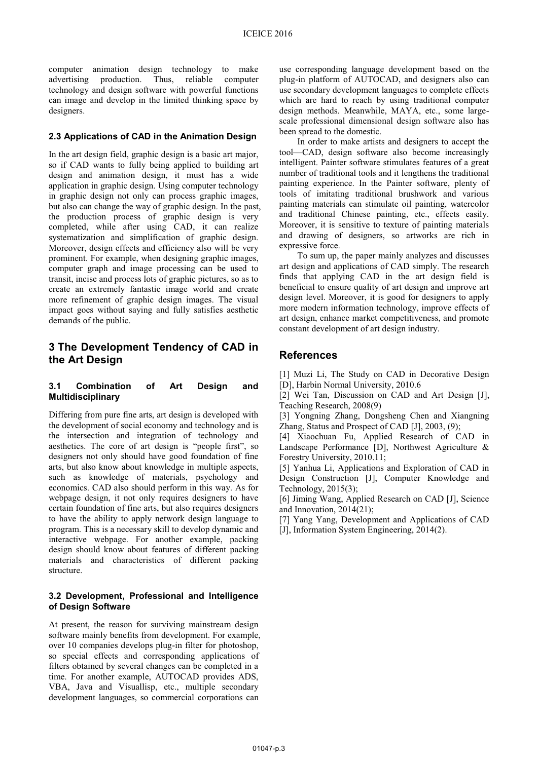computer animation design technology to make advertising production. Thus, reliable computer technology and design software with powerful functions can image and develop in the limited thinking space by designers.

### 2.3 Applications of CAD in the Animation Design

In the art design field, graphic design is a basic art major, so if CAD wants to fully being applied to building art design and animation design, it must has a wide application in graphic design. Using computer technology in graphic design not only can process graphic images, but also can change the way of graphic design. In the past, the production process of graphic design is very completed, while after using CAD, it can realize systematization and simplification of graphic design. Moreover, design effects and efficiency also will be very prominent. For example, when designing graphic images, computer graph and image processing can be used to transit, incise and process lots of graphic pictures, so as to create an extremely fantastic image world and create more refinement of graphic design images. The visual impact goes without saying and fully satisfies aesthetic demands of the public.

## 3 The Development Tendency of CAD in the Art Design

### 3.1 Combination of Art Design and Multidisciplinary

Differing from pure fine arts, art design is developed with the development of social economy and technology and is the intersection and integration of technology and aesthetics. The core of art design is "people first", so designers not only should have good foundation of fine arts, but also know about knowledge in multiple aspects, such as knowledge of materials, psychology and economics. CAD also should perform in this way. As for webpage design, it not only requires designers to have certain foundation of fine arts, but also requires designers to have the ability to apply network design language to program. This is a necessary skill to develop dynamic and interactive webpage. For another example, packing design should know about features of different packing materials and characteristics of different packing structure.

### 3.2 Development, Professional and Intelligence of Design Software

At present, the reason for surviving mainstream design software mainly benefits from development. For example, over 10 companies develops plug-in filter for photoshop, so special effects and corresponding applications of filters obtained by several changes can be completed in a time. For another example, AUTOCAD provides ADS, VBA, Java and Visuallisp, etc., multiple secondary development languages, so commercial corporations can use corresponding language development based on the plug-in platform of AUTOCAD, and designers also can use secondary development languages to complete effects which are hard to reach by using traditional computer design methods. Meanwhile, MAYA, etc., some large-scale professional dimensional design software also has been spread to the domestic.

In order to make artists and designers to accept the tool—CAD, design software also become increasingly intelligent. Painter software stimulates features of a great number of traditional tools and it lengthens the traditional painting experience. In the Painter software, plenty of tools of imitating traditional brushwork and various painting materials can stimulate oil painting, watercolor and traditional Chinese painting, etc., effects easily. Moreover, it is sensitive to texture of painting materials and drawing of designers, so artworks are rich in expressive force.

To sum up, the paper mainly analyzes and discusses art design and applications of CAD simply. The research finds that applying CAD in the art design field is beneficial to ensure quality of art design and improve art design level. Moreover, it is good for designers to apply more modern information technology, improve effects of art design, enhance market competitiveness, and promote constant development of art design industry.

## References

[1] Muzi Li, The Study on CAD in Decorative Design [D], Harbin Normal University, 2010.6

[2] Wei Tan, Discussion on CAD and Art Design [J], Teaching Research, 2008(9)

[3] Yongning Zhang, Dongsheng Chen and Xiangning Zhang, Status and Prospect of CAD [J], 2003, (9);

[4] Xiaochuan Fu, Applied Research of CAD in Landscape Performance [D], Northwest Agriculture & Forestry University, 2010.11;

[5] Yanhua Li, Applications and Exploration of CAD in Design Construction [J], Computer Knowledge and Technology, 2015(3);

[6] Jiming Wang, Applied Research on CAD [J], Science and Innovation, 2014(21);

[7] Yang Yang, Development and Applications of CAD [J], Information System Engineering, 2014(2).